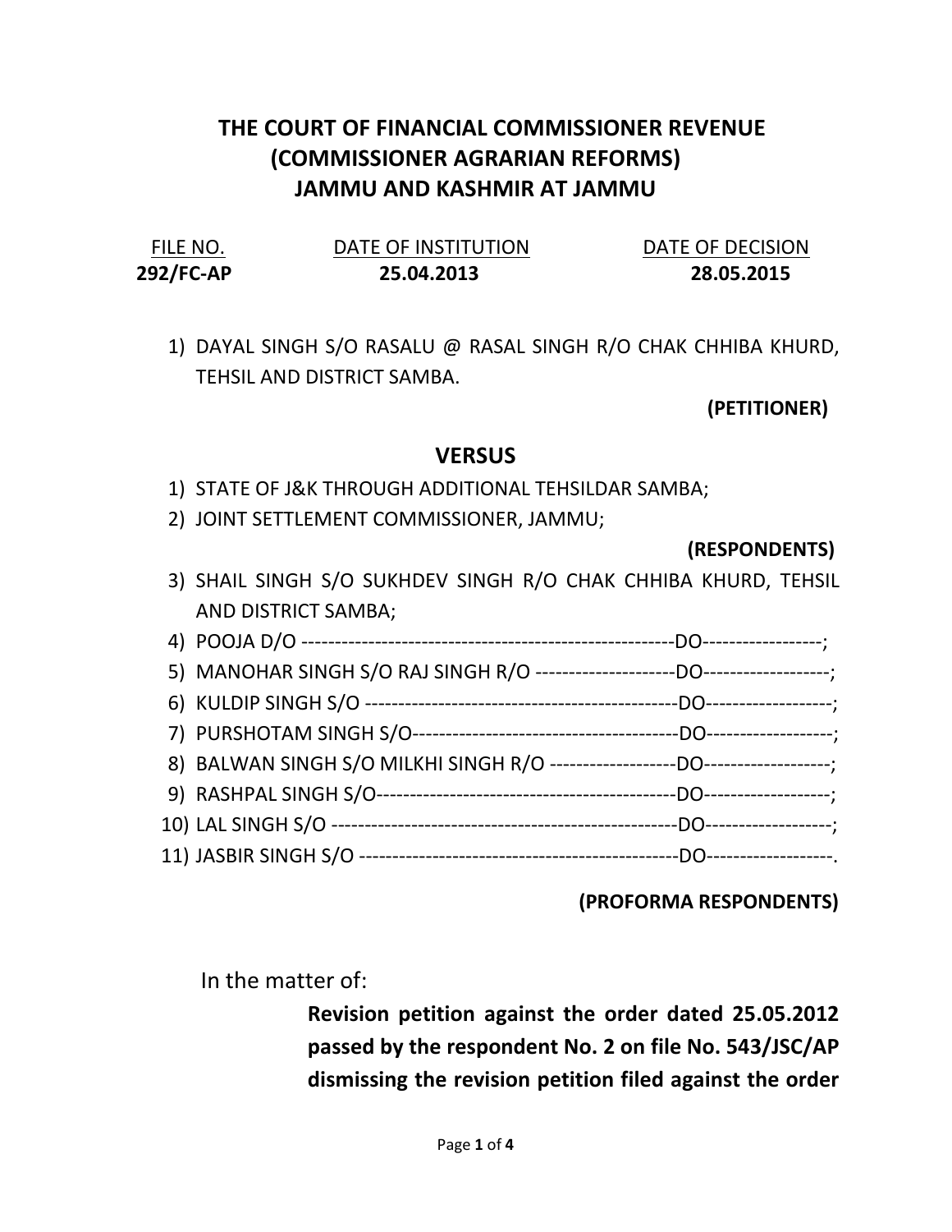# THE COURT OF FINANCIAL COMMISSIONER REVENUE (COMMISSIONER AGRARIAN REFORMS) JAMMU AND KASHMIR AT JAMMU

| FILE NO. | DATE OF INSTITUTION | DATE OF DECISION |
|---|---|---|
| **292/FC-AP** | **25.04.2013** | **28.05.2015** |

1) DAYAL SINGH S/O RASALU @ RASAL SINGH R/O CHAK CHHIBA KHURD, TEHSIL AND DISTRICT SAMBA.

**(PETITIONER)**

## VERSUS

1) STATE OF J&K THROUGH ADDITIONAL TEHSILDAR SAMBA;
2) JOINT SETTLEMENT COMMISSIONER, JAMMU;

**(RESPONDENTS)**

3) SHAIL SINGH S/O SUKHDEV SINGH R/O CHAK CHHIBA KHURD, TEHSIL AND DISTRICT SAMBA;
4) POOJA D/O ----------------------------------------------------DO-----------------;
5) MANOHAR SINGH S/O RAJ SINGH R/O --------------------DO------------------;
6) KULDIP SINGH S/O --------------------------------------------DO------------------;
7) PURSHOTAM SINGH S/O--------------------------------------DO------------------;
8) BALWAN SINGH S/O MILKHI SINGH R/O ------------------DO------------------;
9) RASHPAL SINGH S/O-------------------------------------------DO------------------;
10) LAL SINGH S/O ------------------------------------------------DO------------------;
11) JASBIR SINGH S/O --------------------------------------------DO------------------.

**(PROFORMA RESPONDENTS)**

In the matter of:

**Revision petition against the order dated 25.05.2012 passed by the respondent No. 2 on file No. 543/JSC/AP dismissing the revision petition filed against the order**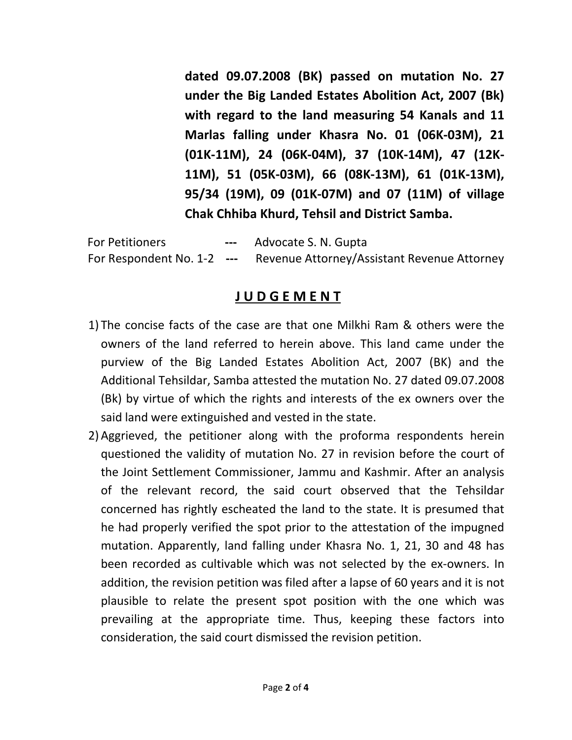**dated 09.07.2008 (BK) passed on mutation No. 27 under the Big Landed Estates Abolition Act, 2007 (Bk) with regard to the land measuring 54 Kanals and 11 Marlas falling under Khasra No. 01 (06K-03M), 21 (01K-11M), 24 (06K-04M), 37 (10K-14M), 47 (12K-11M), 51 (05K-03M), 66 (08K-13M), 61 (01K-13M), 95/34 (19M), 09 (01K-07M) and 07 (11M) of village Chak Chhiba Khurd, Tehsil and District Samba.**

For Petitioners --- Advocate S. N. Gupta
For Respondent No. 1-2 --- Revenue Attorney/Assistant Revenue Attorney

## **J U D G E M E N T**

1) The concise facts of the case are that one Milkhi Ram & others were the owners of the land referred to herein above. This land came under the purview of the Big Landed Estates Abolition Act, 2007 (BK) and the Additional Tehsildar, Samba attested the mutation No. 27 dated 09.07.2008 (Bk) by virtue of which the rights and interests of the ex owners over the said land were extinguished and vested in the state.

2) Aggrieved, the petitioner along with the proforma respondents herein questioned the validity of mutation No. 27 in revision before the court of the Joint Settlement Commissioner, Jammu and Kashmir. After an analysis of the relevant record, the said court observed that the Tehsildar concerned has rightly escheated the land to the state. It is presumed that he had properly verified the spot prior to the attestation of the impugned mutation. Apparently, land falling under Khasra No. 1, 21, 30 and 48 has been recorded as cultivable which was not selected by the ex-owners. In addition, the revision petition was filed after a lapse of 60 years and it is not plausible to relate the present spot position with the one which was prevailing at the appropriate time. Thus, keeping these factors into consideration, the said court dismissed the revision petition.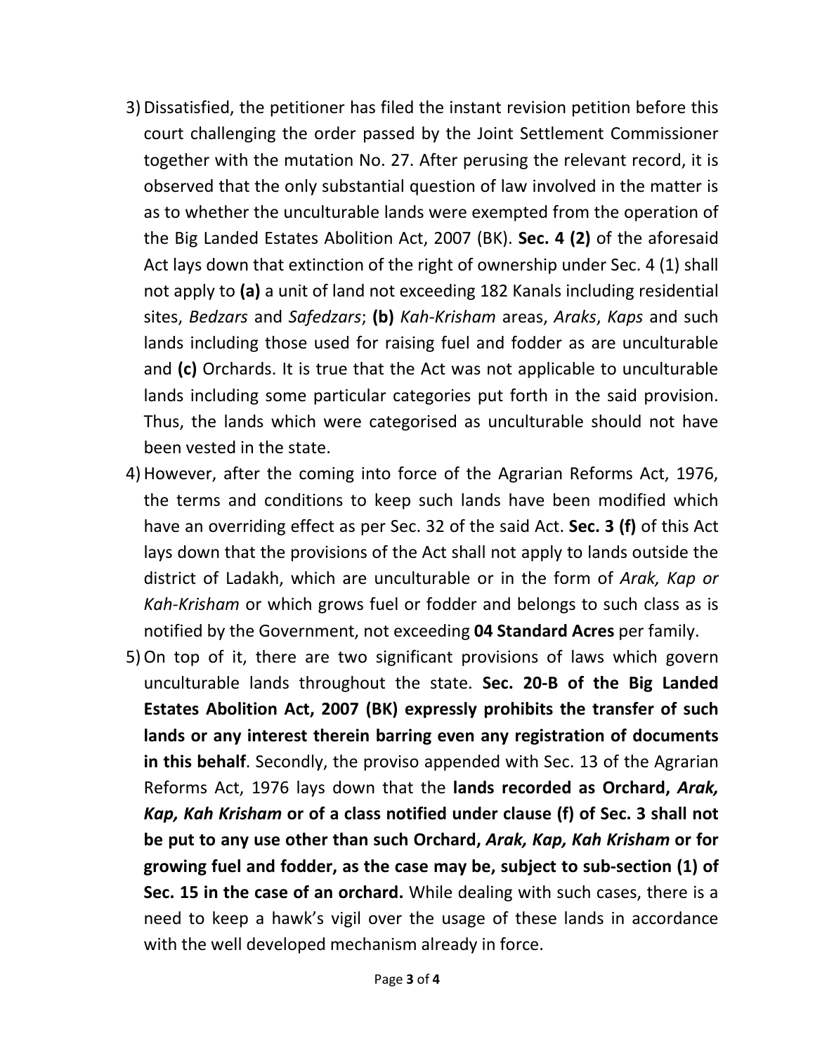3) Dissatisfied, the petitioner has filed the instant revision petition before this court challenging the order passed by the Joint Settlement Commissioner together with the mutation No. 27. After perusing the relevant record, it is observed that the only substantial question of law involved in the matter is as to whether the unculturable lands were exempted from the operation of the Big Landed Estates Abolition Act, 2007 (BK). **Sec. 4 (2)** of the aforesaid Act lays down that extinction of the right of ownership under Sec. 4 (1) shall not apply to **(a)** a unit of land not exceeding 182 Kanals including residential sites, *Bedzars* and *Safedzars*; **(b)** *Kah-Krisham* areas, *Araks*, *Kaps* and such lands including those used for raising fuel and fodder as are unculturable and **(c)** Orchards. It is true that the Act was not applicable to unculturable lands including some particular categories put forth in the said provision. Thus, the lands which were categorised as unculturable should not have been vested in the state.

4) However, after the coming into force of the Agrarian Reforms Act, 1976, the terms and conditions to keep such lands have been modified which have an overriding effect as per Sec. 32 of the said Act. **Sec. 3 (f)** of this Act lays down that the provisions of the Act shall not apply to lands outside the district of Ladakh, which are unculturable or in the form of *Arak, Kap or Kah-Krisham* or which grows fuel or fodder and belongs to such class as is notified by the Government, not exceeding **04 Standard Acres** per family.

5) On top of it, there are two significant provisions of laws which govern unculturable lands throughout the state. **Sec. 20-B of the Big Landed Estates Abolition Act, 2007 (BK) expressly prohibits the transfer of such lands or any interest therein barring even any registration of documents in this behalf**. Secondly, the proviso appended with Sec. 13 of the Agrarian Reforms Act, 1976 lays down that the **lands recorded as Orchard, *Arak, Kap, Kah Krisham* or of a class notified under clause (f) of Sec. 3 shall not be put to any use other than such Orchard, *Arak, Kap, Kah Krisham* or for growing fuel and fodder, as the case may be, subject to sub-section (1) of Sec. 15 in the case of an orchard.** While dealing with such cases, there is a need to keep a hawk's vigil over the usage of these lands in accordance with the well developed mechanism already in force.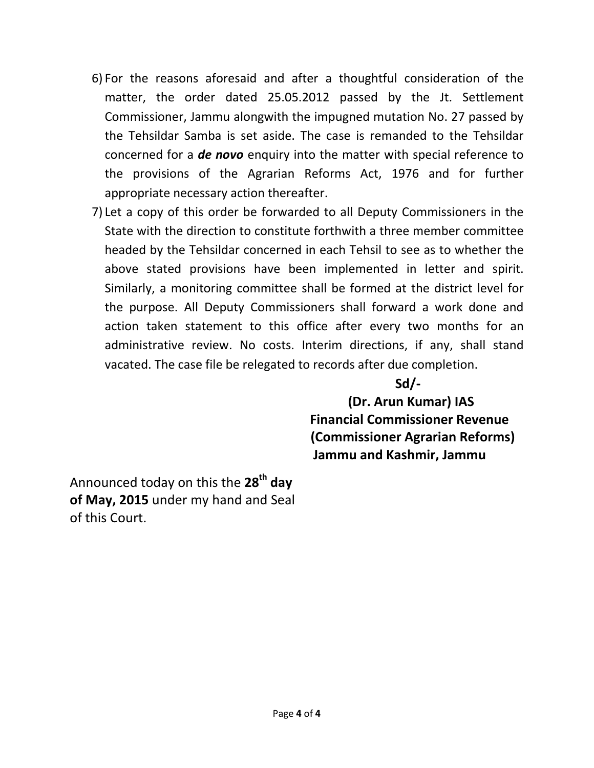6) For the reasons aforesaid and after a thoughtful consideration of the matter, the order dated 25.05.2012 passed by the Jt. Settlement Commissioner, Jammu alongwith the impugned mutation No. 27 passed by the Tehsildar Samba is set aside. The case is remanded to the Tehsildar concerned for a ***de novo*** enquiry into the matter with special reference to the provisions of the Agrarian Reforms Act, 1976 and for further appropriate necessary action thereafter.

7) Let a copy of this order be forwarded to all Deputy Commissioners in the State with the direction to constitute forthwith a three member committee headed by the Tehsildar concerned in each Tehsil to see as to whether the above stated provisions have been implemented in letter and spirit. Similarly, a monitoring committee shall be formed at the district level for the purpose. All Deputy Commissioners shall forward a work done and action taken statement to this office after every two months for an administrative review. No costs. Interim directions, if any, shall stand vacated. The case file be relegated to records after due completion.

**Sd/-**

**(Dr. Arun Kumar) IAS**
**Financial Commissioner Revenue**
**(Commissioner Agrarian Reforms)**
**Jammu and Kashmir, Jammu**

Announced today on this the **28th day of May, 2015** under my hand and Seal of this Court.